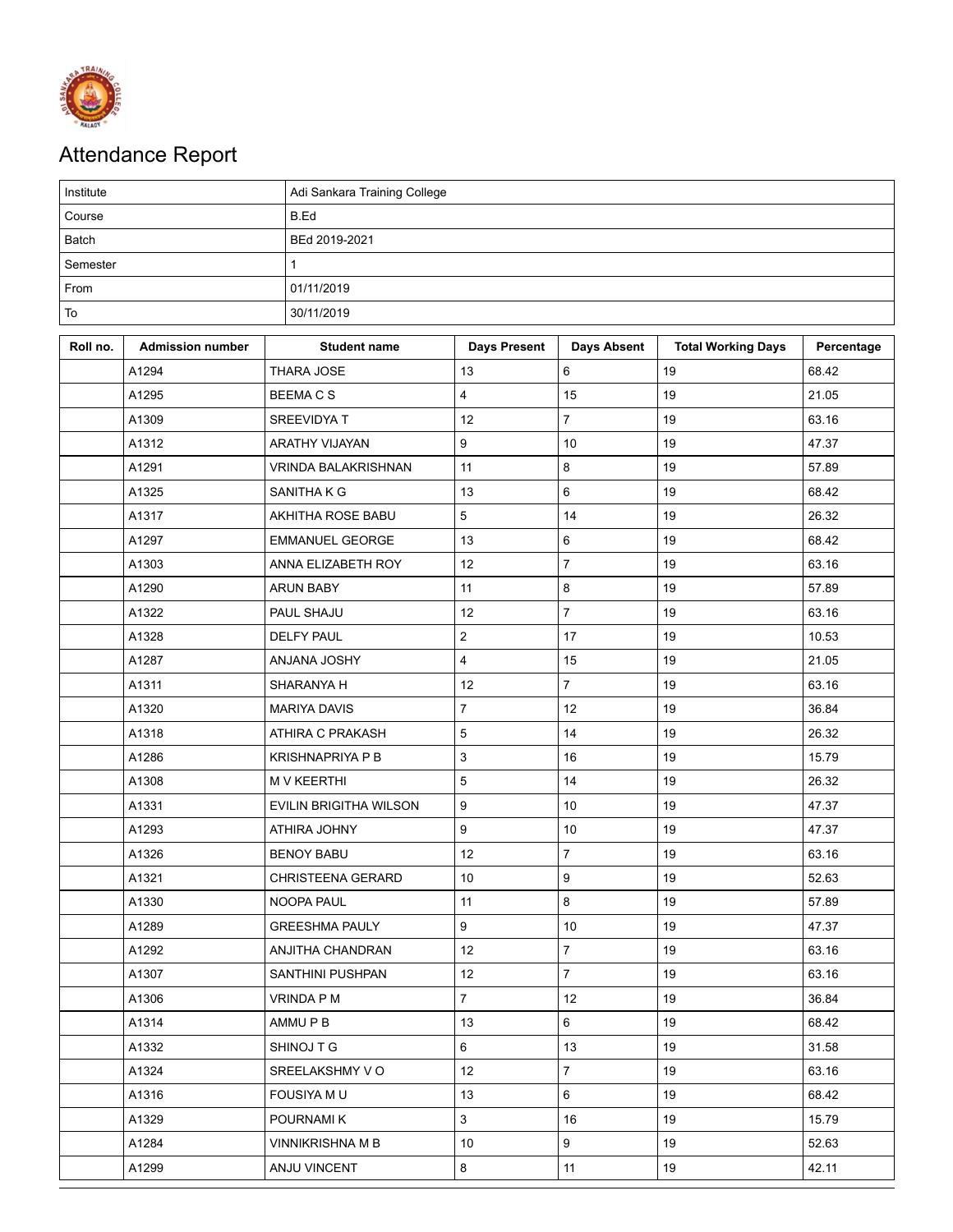# Attendance Report

| Institute | Adi Sankara Training College |
|---|---|
| Course | B.Ed |
| Batch | BEd 2019-2021 |
| Semester | 1 |
| From | 01/11/2019 |
| To | 30/11/2019 |

| Roll no. | Admission number | Student name | Days Present | Days Absent | Total Working Days | Percentage |
|---|---|---|---|---|---|---|
| | A1294 | THARA JOSE | 13 | 6 | 19 | 68.42 |
| | A1295 | BEEMA C S | 4 | 15 | 19 | 21.05 |
| | A1309 | SREEVIDYA T | 12 | 7 | 19 | 63.16 |
| | A1312 | ARATHY VIJAYAN | 9 | 10 | 19 | 47.37 |
| | A1291 | VRINDA BALAKRISHNAN | 11 | 8 | 19 | 57.89 |
| | A1325 | SANITHA K G | 13 | 6 | 19 | 68.42 |
| | A1317 | AKHITHA ROSE BABU | 5 | 14 | 19 | 26.32 |
| | A1297 | EMMANUEL GEORGE | 13 | 6 | 19 | 68.42 |
| | A1303 | ANNA ELIZABETH ROY | 12 | 7 | 19 | 63.16 |
| | A1290 | ARUN BABY | 11 | 8 | 19 | 57.89 |
| | A1322 | PAUL SHAJU | 12 | 7 | 19 | 63.16 |
| | A1328 | DELFY PAUL | 2 | 17 | 19 | 10.53 |
| | A1287 | ANJANA JOSHY | 4 | 15 | 19 | 21.05 |
| | A1311 | SHARANYA H | 12 | 7 | 19 | 63.16 |
| | A1320 | MARIYA DAVIS | 7 | 12 | 19 | 36.84 |
| | A1318 | ATHIRA C PRAKASH | 5 | 14 | 19 | 26.32 |
| | A1286 | KRISHNAPRIYA P B | 3 | 16 | 19 | 15.79 |
| | A1308 | M V KEERTHI | 5 | 14 | 19 | 26.32 |
| | A1331 | EVILIN BRIGITHA WILSON | 9 | 10 | 19 | 47.37 |
| | A1293 | ATHIRA JOHNY | 9 | 10 | 19 | 47.37 |
| | A1326 | BENOY BABU | 12 | 7 | 19 | 63.16 |
| | A1321 | CHRISTEENA GERARD | 10 | 9 | 19 | 52.63 |
| | A1330 | NOOPA PAUL | 11 | 8 | 19 | 57.89 |
| | A1289 | GREESHMA PAULY | 9 | 10 | 19 | 47.37 |
| | A1292 | ANJITHA CHANDRAN | 12 | 7 | 19 | 63.16 |
| | A1307 | SANTHINI PUSHPAN | 12 | 7 | 19 | 63.16 |
| | A1306 | VRINDA P M | 7 | 12 | 19 | 36.84 |
| | A1314 | AMMU P B | 13 | 6 | 19 | 68.42 |
| | A1332 | SHINOJ T G | 6 | 13 | 19 | 31.58 |
| | A1324 | SREELAKSHMY V O | 12 | 7 | 19 | 63.16 |
| | A1316 | FOUSIYA M U | 13 | 6 | 19 | 68.42 |
| | A1329 | POURNAMI K | 3 | 16 | 19 | 15.79 |
| | A1284 | VINNIKRISHNA M B | 10 | 9 | 19 | 52.63 |
| | A1299 | ANJU VINCENT | 8 | 11 | 19 | 42.11 |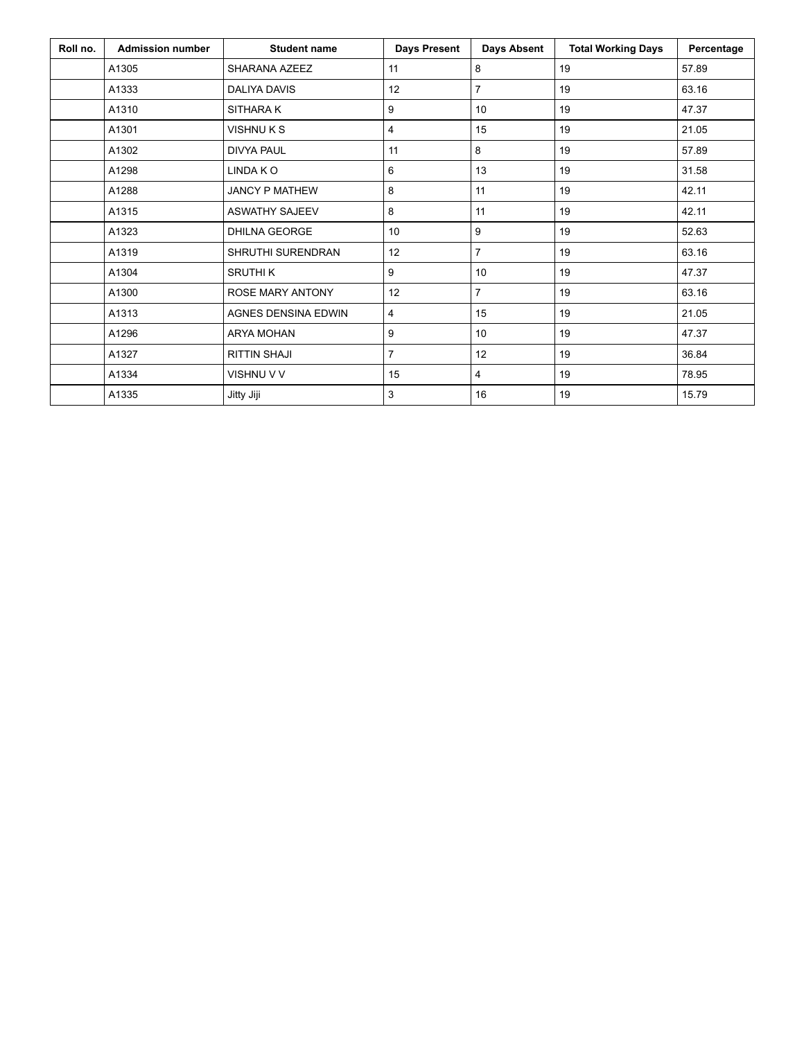| Roll no. | Admission number | Student name | Days Present | Days Absent | Total Working Days | Percentage |
|---|---|---|---|---|---|---|
| | A1305 | SHARANA AZEEZ | 11 | 8 | 19 | 57.89 |
| | A1333 | DALIYA DAVIS | 12 | 7 | 19 | 63.16 |
| | A1310 | SITHARA K | 9 | 10 | 19 | 47.37 |
| | A1301 | VISHNU K S | 4 | 15 | 19 | 21.05 |
| | A1302 | DIVYA PAUL | 11 | 8 | 19 | 57.89 |
| | A1298 | LINDA K O | 6 | 13 | 19 | 31.58 |
| | A1288 | JANCY P MATHEW | 8 | 11 | 19 | 42.11 |
| | A1315 | ASWATHY SAJEEV | 8 | 11 | 19 | 42.11 |
| | A1323 | DHILNA GEORGE | 10 | 9 | 19 | 52.63 |
| | A1319 | SHRUTHI SURENDRAN | 12 | 7 | 19 | 63.16 |
| | A1304 | SRUTHI K | 9 | 10 | 19 | 47.37 |
| | A1300 | ROSE MARY ANTONY | 12 | 7 | 19 | 63.16 |
| | A1313 | AGNES DENSINA EDWIN | 4 | 15 | 19 | 21.05 |
| | A1296 | ARYA MOHAN | 9 | 10 | 19 | 47.37 |
| | A1327 | RITTIN SHAJI | 7 | 12 | 19 | 36.84 |
| | A1334 | VISHNU V V | 15 | 4 | 19 | 78.95 |
| | A1335 | Jitty Jiji | 3 | 16 | 19 | 15.79 |